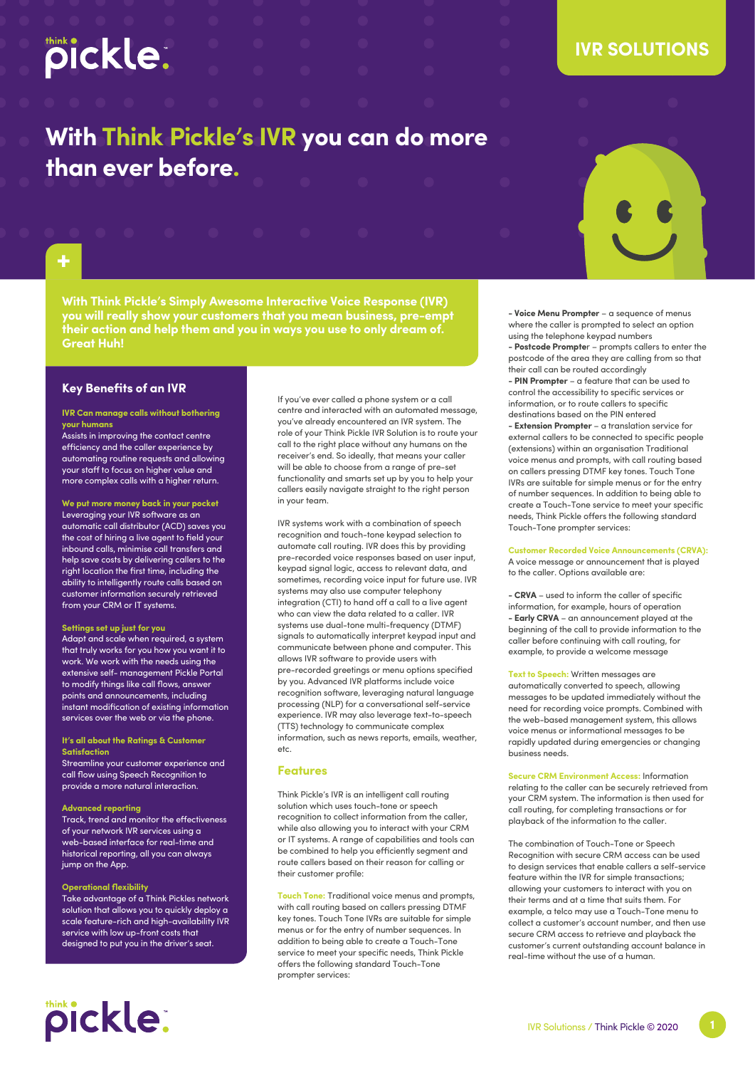IVR SOLUTIONS

# With Think Pickle's IVR you can do more than ever before.

**With Think Pickle's Simply Awesome Interactive Voice Response (IVR) you will really show your customers that you mean business, pre-empt their action and help them and you in ways you use to only dream of. Great Huh!**

## Key Benefits of an IVR

**IVR Can manage calls without bothering your humans**
Assists in improving the contact centre efficiency and the caller experience by automating routine requests and allowing your staff to focus on higher value and more complex calls with a higher return.

**We put more money back in your pocket**
Leveraging your IVR software as an automatic call distributor (ACD) saves you the cost of hiring a live agent to field your inbound calls, minimise call transfers and help save costs by delivering callers to the right location the first time, including the ability to intelligently route calls based on customer information securely retrieved from your CRM or IT systems.

**Settings set up just for you**
Adapt and scale when required, a system that truly works for you how you want it to work. We work with the needs using the extensive self- management Pickle Portal to modify things like call flows, answer points and announcements, including instant modification of existing information services over the web or via the phone.

**It's all about the Ratings & Customer Satisfaction**
Streamline your customer experience and call flow using Speech Recognition to provide a more natural interaction.

**Advanced reporting**
Track, trend and monitor the effectiveness of your network IVR services using a web-based interface for real-time and historical reporting, all you can always jump on the App.

**Operational flexibility**
Take advantage of a Think Pickles network solution that allows you to quickly deploy a scale feature-rich and high-availability IVR service with low up-front costs that designed to put you in the driver's seat.

If you've ever called a phone system or a call centre and interacted with an automated message, you've already encountered an IVR system. The role of your Think Pickle IVR Solution is to route your call to the right place without any humans on the receiver's end. So ideally, that means your caller will be able to choose from a range of pre-set functionality and smarts set up by you to help your callers easily navigate straight to the right person in your team.

IVR systems work with a combination of speech recognition and touch-tone keypad selection to automate call routing. IVR does this by providing pre-recorded voice responses based on user input, keypad signal logic, access to relevant data, and sometimes, recording voice input for future use. IVR systems may also use computer telephony integration (CTI) to hand off a call to a live agent who can view the data related to a caller. IVR systems use dual-tone multi-frequency (DTMF) signals to automatically interpret keypad input and communicate between phone and computer. This allows IVR software to provide users with pre-recorded greetings or menu options specified by you. Advanced IVR platforms include voice recognition software, leveraging natural language processing (NLP) for a conversational self-service experience. IVR may also leverage text-to-speech (TTS) technology to communicate complex information, such as news reports, emails, weather, etc.

## Features

Think Pickle's IVR is an intelligent call routing solution which uses touch-tone or speech recognition to collect information from the caller, while also allowing you to interact with your CRM or IT systems. A range of capabilities and tools can be combined to help you efficiently segment and route callers based on their reason for calling or their customer profile:

**Touch Tone:** Traditional voice menus and prompts, with call routing based on callers pressing DTMF key tones. Touch Tone IVRs are suitable for simple menus or for the entry of number sequences. In addition to being able to create a Touch-Tone service to meet your specific needs, Think Pickle offers the following standard Touch-Tone prompter services:

- **Voice Menu Prompter** – a sequence of menus where the caller is prompted to select an option using the telephone keypad numbers
- **Postcode Prompter** – prompts callers to enter the postcode of the area they are calling from so that their call can be routed accordingly
- **PIN Prompter** – a feature that can be used to control the accessibility to specific services or information, or to route callers to specific destinations based on the PIN entered
- **Extension Prompter** – a translation service for external callers to be connected to specific people (extensions) within an organisation Traditional voice menus and prompts, with call routing based on callers pressing DTMF key tones. Touch Tone IVRs are suitable for simple menus or for the entry of number sequences. In addition to being able to create a Touch-Tone service to meet your specific needs, Think Pickle offers the following standard Touch-Tone prompter services:

**Customer Recorded Voice Announcements (CRVA):** A voice message or announcement that is played to the caller. Options available are:

- **CRVA** – used to inform the caller of specific information, for example, hours of operation
- **Early CRVA** – an announcement played at the beginning of the call to provide information to the caller before continuing with call routing, for example, to provide a welcome message

**Text to Speech:** Written messages are automatically converted to speech, allowing messages to be updated immediately without the need for recording voice prompts. Combined with the web-based management system, this allows voice menus or informational messages to be rapidly updated during emergencies or changing business needs.

**Secure CRM Environment Access:** Information relating to the caller can be securely retrieved from your CRM system. The information is then used for call routing, for completing transactions or for playback of the information to the caller.

The combination of Touch-Tone or Speech Recognition with secure CRM access can be used to design services that enable callers a self-service feature within the IVR for simple transactions; allowing your customers to interact with you on their terms and at a time that suits them. For example, a telco may use a Touch-Tone menu to collect a customer's account number, and then use secure CRM access to retrieve and playback the customer's current outstanding account balance in real-time without the use of a human.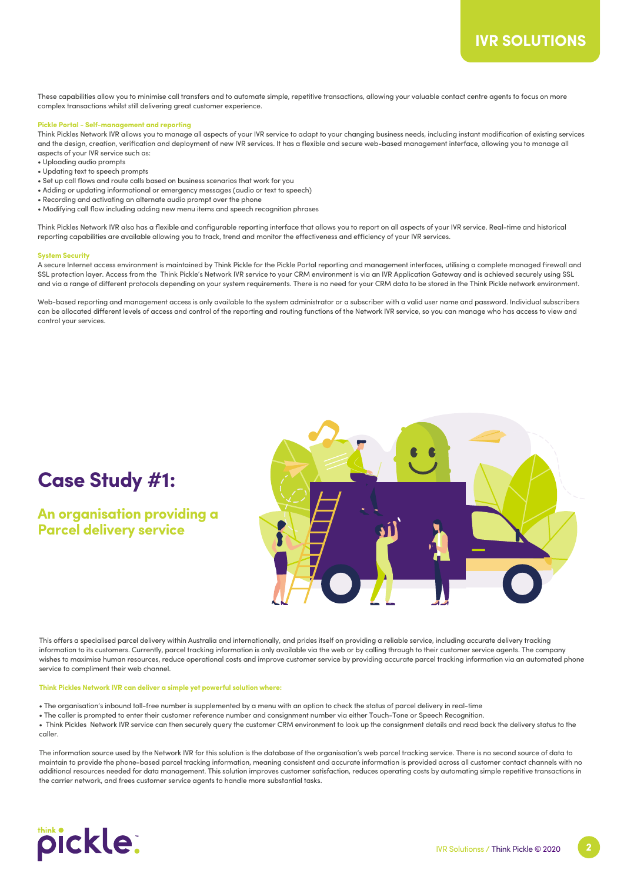These capabilities allow you to minimise call transfers and to automate simple, repetitive transactions, allowing your valuable contact centre agents to focus on more complex transactions whilst still delivering great customer experience.

### Pickle Portal - Self-management and reporting

Think Pickles Network IVR allows you to manage all aspects of your IVR service to adapt to your changing business needs, including instant modification of existing services and the design, creation, verification and deployment of new IVR services. It has a flexible and secure web-based management interface, allowing you to manage all aspects of your IVR service such as:

- Uploading audio prompts
- Updating text to speech prompts
- Set up call flows and route calls based on business scenarios that work for you
- Adding or updating informational or emergency messages (audio or text to speech)
- Recording and activating an alternate audio prompt over the phone
- Modifying call flow including adding new menu items and speech recognition phrases

Think Pickles Network IVR also has a flexible and configurable reporting interface that allows you to report on all aspects of your IVR service. Real-time and historical reporting capabilities are available allowing you to track, trend and monitor the effectiveness and efficiency of your IVR services.

### System Security

A secure Internet access environment is maintained by Think Pickle for the Pickle Portal reporting and management interfaces, utilising a complete managed firewall and SSL protection layer. Access from the Think Pickle's Network IVR service to your CRM environment is via an IVR Application Gateway and is achieved securely using SSL and via a range of different protocols depending on your system requirements. There is no need for your CRM data to be stored in the Think Pickle network environment.

Web-based reporting and management access is only available to the system administrator or a subscriber with a valid user name and password. Individual subscribers can be allocated different levels of access and control of the reporting and routing functions of the Network IVR service, so you can manage who has access to view and control your services.

# Case Study #1:

## An organisation providing a Parcel delivery service

This offers a specialised parcel delivery within Australia and internationally, and prides itself on providing a reliable service, including accurate delivery tracking information to its customers. Currently, parcel tracking information is only available via the web or by calling through to their customer service agents. The company wishes to maximise human resources, reduce operational costs and improve customer service by providing accurate parcel tracking information via an automated phone service to compliment their web channel.

### Think Pickles Network IVR can deliver a simple yet powerful solution where:

- The organisation's inbound toll-free number is supplemented by a menu with an option to check the status of parcel delivery in real-time
- The caller is prompted to enter their customer reference number and consignment number via either Touch-Tone or Speech Recognition.
- Think Pickles Network IVR service can then securely query the customer CRM environment to look up the consignment details and read back the delivery status to the caller.

The information source used by the Network IVR for this solution is the database of the organisation's web parcel tracking service. There is no second source of data to maintain to provide the phone-based parcel tracking information, meaning consistent and accurate information is provided across all customer contact channels with no additional resources needed for data management. This solution improves customer satisfaction, reduces operating costs by automating simple repetitive transactions in the carrier network, and frees customer service agents to handle more substantial tasks.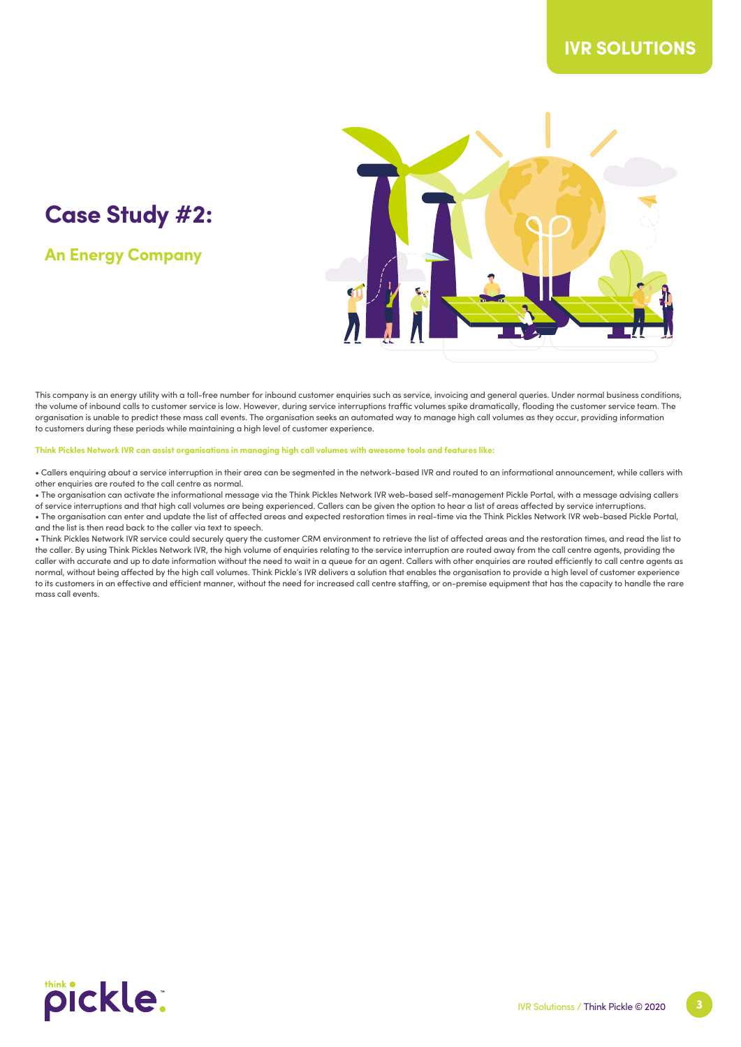# Case Study #2:

## An Energy Company

This company is an energy utility with a toll-free number for inbound customer enquiries such as service, invoicing and general queries. Under normal business conditions, the volume of inbound calls to customer service is low. However, during service interruptions traffic volumes spike dramatically, flooding the customer service team. The organisation is unable to predict these mass call events. The organisation seeks an automated way to manage high call volumes as they occur, providing information to customers during these periods while maintaining a high level of customer experience.

**Think Pickles Network IVR can assist organisations in managing high call volumes with awesome tools and features like:**

- Callers enquiring about a service interruption in their area can be segmented in the network-based IVR and routed to an informational announcement, while callers with other enquiries are routed to the call centre as normal.
- The organisation can activate the informational message via the Think Pickles Network IVR web-based self-management Pickle Portal, with a message advising callers of service interruptions and that high call volumes are being experienced. Callers can be given the option to hear a list of areas affected by service interruptions.
- The organisation can enter and update the list of affected areas and expected restoration times in real-time via the Think Pickles Network IVR web-based Pickle Portal, and the list is then read back to the caller via text to speech.
- Think Pickles Network IVR service could securely query the customer CRM environment to retrieve the list of affected areas and the restoration times, and read the list to the caller. By using Think Pickles Network IVR, the high volume of enquiries relating to the service interruption are routed away from the call centre agents, providing the caller with accurate and up to date information without the need to wait in a queue for an agent. Callers with other enquiries are routed efficiently to call centre agents as normal, without being affected by the high call volumes. Think Pickle's IVR delivers a solution that enables the organisation to provide a high level of customer experience to its customers in an effective and efficient manner, without the need for increased call centre staffing, or on-premise equipment that has the capacity to handle the rare mass call events.